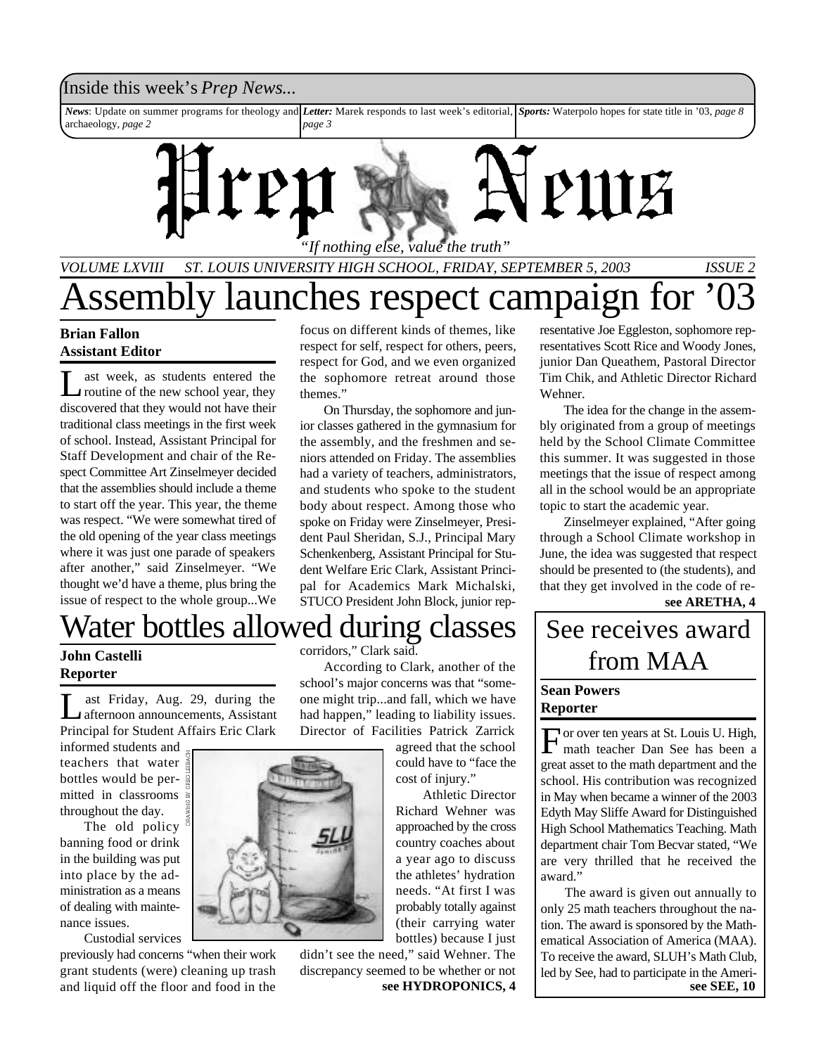Inside this week's *Prep News*...

*News*: Update on summer programs for theology and archaeology, *page 2*

*Letter:* Marek responds to last week's editorial, *page 3*

*Sports:* Waterpolo hopes for state title in '03, *page 8*

# Prep News

*"If nothing else, value the truth"*

*VOLUME LXVIII ST. LOUIS UNIVERSITY HIGH SCHOOL, FRIDAY, SEPTEMBER 5, 2003 ISSUE 2*

# Assembly launches respect campaign for '03

**Brian Fallon**
**Assistant Editor**

Last week, as students entered the routine of the new school year, they discovered that they would not have their traditional class meetings in the first week of school. Instead, Assistant Principal for Staff Development and chair of the Respect Committee Art Zinselmeyer decided that the assemblies should include a theme to start off the year. This year, the theme was respect. "We were somewhat tired of the old opening of the year class meetings where it was just one parade of speakers after another," said Zinselmeyer. "We thought we'd have a theme, plus bring the issue of respect to the whole group...We focus on different kinds of themes, like respect for self, respect for others, peers, respect for God, and we even organized the sophomore retreat around those themes."

On Thursday, the sophomore and junior classes gathered in the gymnasium for the assembly, and the freshmen and seniors attended on Friday. The assemblies had a variety of teachers, administrators, and students who spoke to the student body about respect. Among those who spoke on Friday were Zinselmeyer, President Paul Sheridan, S.J., Principal Mary Schenkenberg, Assistant Principal for Student Welfare Eric Clark, Assistant Principal for Academics Mark Michalski, STUCO President John Block, junior representative Joe Eggleston, sophomore representatives Scott Rice and Woody Jones, junior Dan Queathem, Pastoral Director Tim Chik, and Athletic Director Richard Wehner.

The idea for the change in the assembly originated from a group of meetings held by the School Climate Committee this summer. It was suggested in those meetings that the issue of respect among all in the school would be an appropriate topic to start the academic year.

Zinselmeyer explained, "After going through a School Climate workshop in June, the idea was suggested that respect should be presented to (the students), and that they get involved in the code of re-

**see ARETHA, 4**

# Water bottles allowed during classes

**John Castelli**
**Reporter**

Last Friday, Aug. 29, during the afternoon announcements, Assistant Principal for Student Affairs Eric Clark informed students and teachers that water bottles would be permitted in classrooms throughout the day.

The old policy banning food or drink in the building was put into place by the administration as a means of dealing with maintenance issues.

Custodial services previously had concerns "when their work grant students (were) cleaning up trash and liquid off the floor and food in the corridors," Clark said.

According to Clark, another of the school's major concerns was that "someone might trip...and fall, which we have had happen," leading to liability issues. Director of Facilities Patrick Zarrick agreed that the school could have to "face the cost of injury."

Athletic Director Richard Wehner was approached by the cross country coaches about a year ago to discuss the athletes' hydration needs. "At first I was probably totally against (their carrying water bottles) because I just didn't see the need," said Wehner. The discrepancy seemed to be whether or not

**see HYDROPONICS, 4**

DRAWING BY GREG LEIBACH

# See receives award from MAA

**Sean Powers**
**Reporter**

For over ten years at St. Louis U. High, math teacher Dan See has been a great asset to the math department and the school. His contribution was recognized in May when became a winner of the 2003 Edyth May Sliffe Award for Distinguished High School Mathematics Teaching. Math department chair Tom Becvar stated, "We are very thrilled that he received the award."

The award is given out annually to only 25 math teachers throughout the nation. The award is sponsored by the Mathematical Association of America (MAA). To receive the award, SLUH's Math Club, led by See, had to participate in the Ameri-

**see SEE, 10**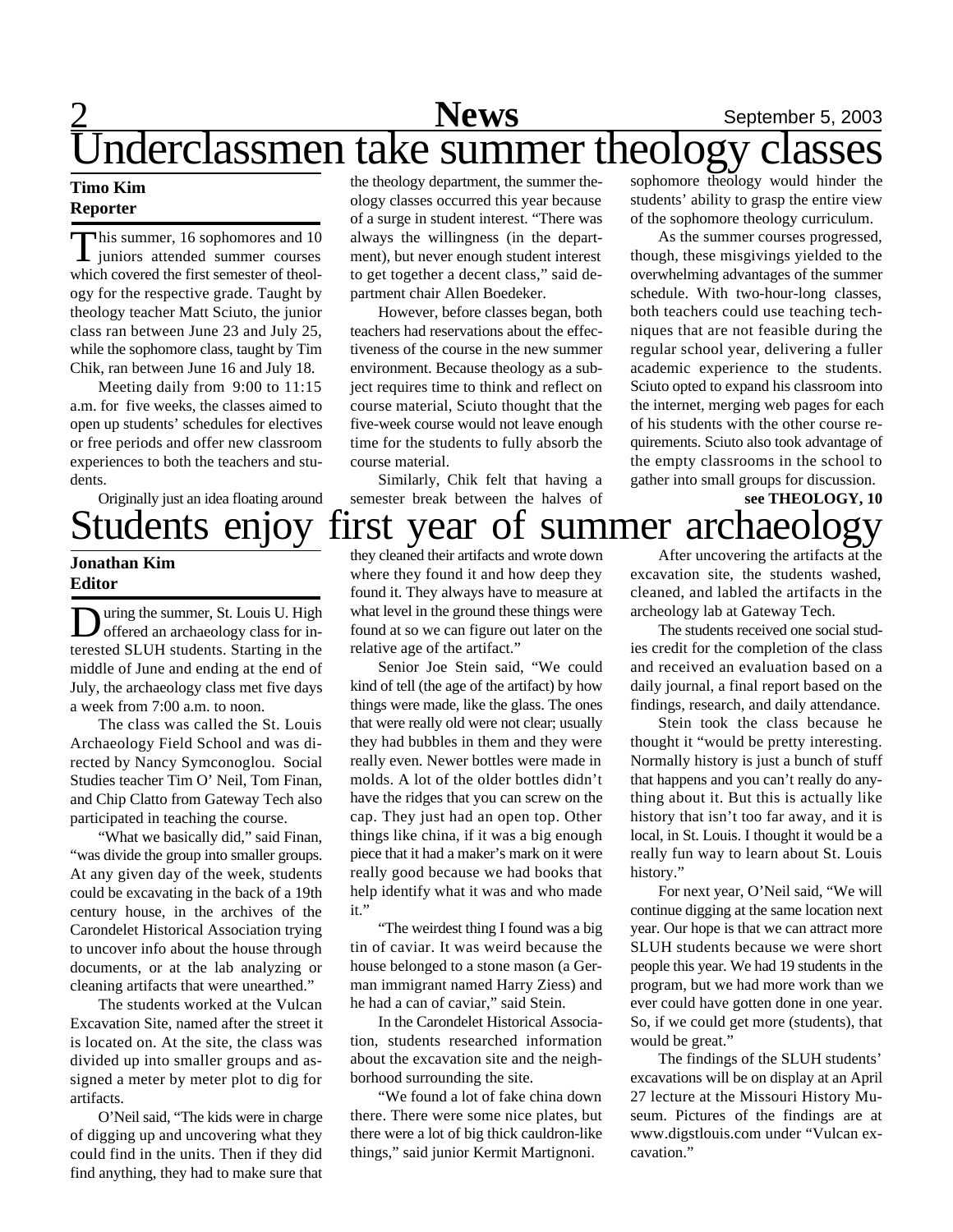# Underclassmen take summer theology classes

**Timo Kim**
**Reporter**

This summer, 16 sophomores and 10 juniors attended summer courses which covered the first semester of theology for the respective grade. Taught by theology teacher Matt Sciuto, the junior class ran between June 23 and July 25, while the sophomore class, taught by Tim Chik, ran between June 16 and July 18.

Meeting daily from 9:00 to 11:15 a.m. for five weeks, the classes aimed to open up students' schedules for electives or free periods and offer new classroom experiences to both the teachers and students.

Originally just an idea floating around the theology department, the summer theology classes occurred this year because of a surge in student interest. "There was always the willingness (in the department), but never enough student interest to get together a decent class," said department chair Allen Boedeker.

However, before classes began, both teachers had reservations about the effectiveness of the course in the new summer environment. Because theology as a subject requires time to think and reflect on course material, Sciuto thought that the five-week course would not leave enough time for the students to fully absorb the course material.

Similarly, Chik felt that having a semester break between the halves of sophomore theology would hinder the students' ability to grasp the entire view of the sophomore theology curriculum.

As the summer courses progressed, though, these misgivings yielded to the overwhelming advantages of the summer schedule. With two-hour-long classes, both teachers could use teaching techniques that are not feasible during the regular school year, delivering a fuller academic experience to the students. Sciuto opted to expand his classroom into the internet, merging web pages for each of his students with the other course requirements. Sciuto also took advantage of the empty classrooms in the school to gather into small groups for discussion.

**see THEOLOGY, 10**

# Students enjoy first year of summer archaeology

**Jonathan Kim**
**Editor**

During the summer, St. Louis U. High offered an archaeology class for interested SLUH students. Starting in the middle of June and ending at the end of July, the archaeology class met five days a week from 7:00 a.m. to noon.

The class was called the St. Louis Archaeology Field School and was directed by Nancy Symconoglou. Social Studies teacher Tim O' Neil, Tom Finan, and Chip Clatto from Gateway Tech also participated in teaching the course.

"What we basically did," said Finan, "was divide the group into smaller groups. At any given day of the week, students could be excavating in the back of a 19th century house, in the archives of the Carondelet Historical Association trying to uncover info about the house through documents, or at the lab analyzing or cleaning artifacts that were unearthed."

The students worked at the Vulcan Excavation Site, named after the street it is located on. At the site, the class was divided up into smaller groups and assigned a meter by meter plot to dig for artifacts.

O'Neil said, "The kids were in charge of digging up and uncovering what they could find in the units. Then if they did find anything, they had to make sure that they cleaned their artifacts and wrote down where they found it and how deep they found it. They always have to measure at what level in the ground these things were found at so we can figure out later on the relative age of the artifact."

Senior Joe Stein said, "We could kind of tell (the age of the artifact) by how things were made, like the glass. The ones that were really old were not clear; usually they had bubbles in them and they were really even. Newer bottles were made in molds. A lot of the older bottles didn't have the ridges that you can screw on the cap. They just had an open top. Other things like china, if it was a big enough piece that it had a maker's mark on it were really good because we had books that help identify what it was and who made it."

"The weirdest thing I found was a big tin of caviar. It was weird because the house belonged to a stone mason (a German immigrant named Harry Ziess) and he had a can of caviar," said Stein.

In the Carondelet Historical Association, students researched information about the excavation site and the neighborhood surrounding the site.

"We found a lot of fake china down there. There were some nice plates, but there were a lot of big thick cauldron-like things," said junior Kermit Martignoni.

After uncovering the artifacts at the excavation site, the students washed, cleaned, and labled the artifacts in the archeology lab at Gateway Tech.

The students received one social studies credit for the completion of the class and received an evaluation based on a daily journal, a final report based on the findings, research, and daily attendance.

Stein took the class because he thought it "would be pretty interesting. Normally history is just a bunch of stuff that happens and you can't really do anything about it. But this is actually like history that isn't too far away, and it is local, in St. Louis. I thought it would be a really fun way to learn about St. Louis history."

For next year, O'Neil said, "We will continue digging at the same location next year. Our hope is that we can attract more SLUH students because we were short people this year. We had 19 students in the program, but we had more work than we ever could have gotten done in one year. So, if we could get more (students), that would be great."

The findings of the SLUH students' excavations will be on display at an April 27 lecture at the Missouri History Museum. Pictures of the findings are at www.digstlouis.com under "Vulcan excavation."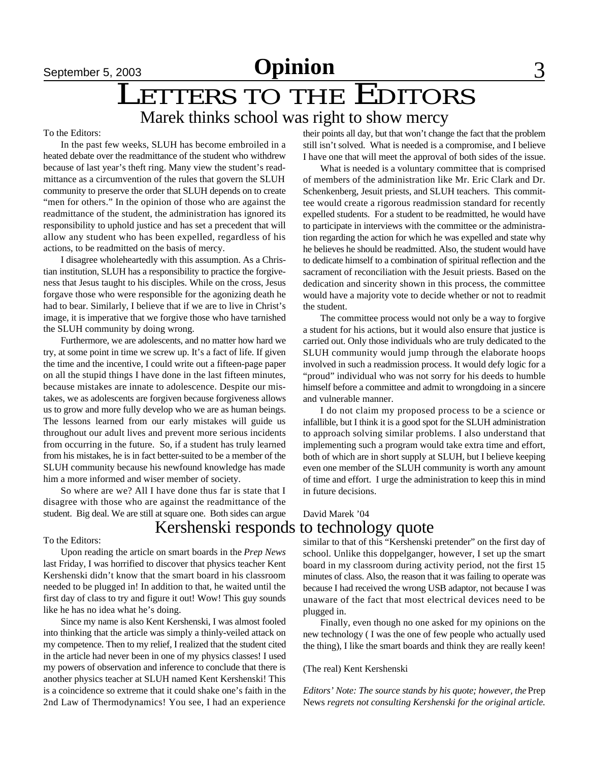# Opinion

# LETTERS TO THE EDITORS

## Marek thinks school was right to show mercy

To the Editors:

In the past few weeks, SLUH has become embroiled in a heated debate over the readmittance of the student who withdrew because of last year's theft ring. Many view the student's readmittance as a circumvention of the rules that govern the SLUH community to preserve the order that SLUH depends on to create "men for others." In the opinion of those who are against the readmittance of the student, the administration has ignored its responsibility to uphold justice and has set a precedent that will allow any student who has been expelled, regardless of his actions, to be readmitted on the basis of mercy.

I disagree wholeheartedly with this assumption. As a Christian institution, SLUH has a responsibility to practice the forgiveness that Jesus taught to his disciples. While on the cross, Jesus forgave those who were responsible for the agonizing death he had to bear. Similarly, I believe that if we are to live in Christ's image, it is imperative that we forgive those who have tarnished the SLUH community by doing wrong.

Furthermore, we are adolescents, and no matter how hard we try, at some point in time we screw up. It's a fact of life. If given the time and the incentive, I could write out a fifteen-page paper on all the stupid things I have done in the last fifteen minutes, because mistakes are innate to adolescence. Despite our mistakes, we as adolescents are forgiven because forgiveness allows us to grow and more fully develop who we are as human beings. The lessons learned from our early mistakes will guide us throughout our adult lives and prevent more serious incidents from occurring in the future. So, if a student has truly learned from his mistakes, he is in fact better-suited to be a member of the SLUH community because his newfound knowledge has made him a more informed and wiser member of society.

So where are we? All I have done thus far is state that I disagree with those who are against the readmittance of the student. Big deal. We are still at square one. Both sides can argue their points all day, but that won't change the fact that the problem still isn't solved. What is needed is a compromise, and I believe I have one that will meet the approval of both sides of the issue.

What is needed is a voluntary committee that is comprised of members of the administration like Mr. Eric Clark and Dr. Schenkenberg, Jesuit priests, and SLUH teachers. This committee would create a rigorous readmission standard for recently expelled students. For a student to be readmitted, he would have to participate in interviews with the committee or the administration regarding the action for which he was expelled and state why he believes he should be readmitted. Also, the student would have to dedicate himself to a combination of spiritual reflection and the sacrament of reconciliation with the Jesuit priests. Based on the dedication and sincerity shown in this process, the committee would have a majority vote to decide whether or not to readmit the student.

The committee process would not only be a way to forgive a student for his actions, but it would also ensure that justice is carried out. Only those individuals who are truly dedicated to the SLUH community would jump through the elaborate hoops involved in such a readmission process. It would defy logic for a "proud" individual who was not sorry for his deeds to humble himself before a committee and admit to wrongdoing in a sincere and vulnerable manner.

I do not claim my proposed process to be a science or infallible, but I think it is a good spot for the SLUH administration to approach solving similar problems. I also understand that implementing such a program would take extra time and effort, both of which are in short supply at SLUH, but I believe keeping even one member of the SLUH community is worth any amount of time and effort. I urge the administration to keep this in mind in future decisions.

David Marek '04

## Kershenski responds to technology quote

To the Editors:

Upon reading the article on smart boards in the *Prep News* last Friday, I was horrified to discover that physics teacher Kent Kershenski didn't know that the smart board in his classroom needed to be plugged in! In addition to that, he waited until the first day of class to try and figure it out! Wow! This guy sounds like he has no idea what he's doing.

Since my name is also Kent Kershenski, I was almost fooled into thinking that the article was simply a thinly-veiled attack on my competence. Then to my relief, I realized that the student cited in the article had never been in one of my physics classes! I used my powers of observation and inference to conclude that there is another physics teacher at SLUH named Kent Kershenski! This is a coincidence so extreme that it could shake one's faith in the 2nd Law of Thermodynamics! You see, I had an experience similar to that of this "Kershenski pretender" on the first day of school. Unlike this doppelganger, however, I set up the smart board in my classroom during activity period, not the first 15 minutes of class. Also, the reason that it was failing to operate was because I had received the wrong USB adaptor, not because I was unaware of the fact that most electrical devices need to be plugged in.

Finally, even though no one asked for my opinions on the new technology ( I was the one of few people who actually used the thing), I like the smart boards and think they are really keen!

(The real) Kent Kershenski

*Editors' Note: The source stands by his quote; however, the* Prep News *regrets not consulting Kershenski for the original article.*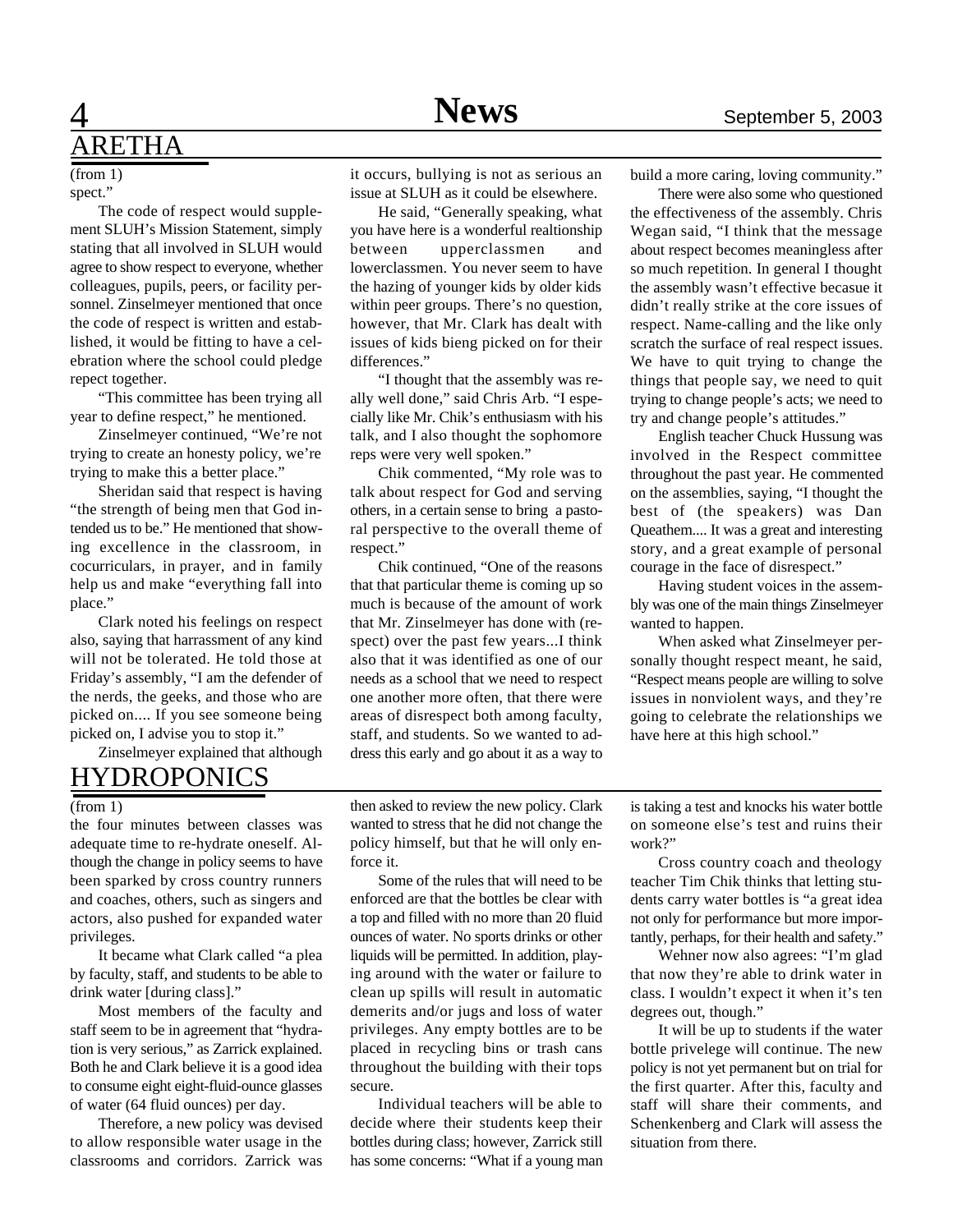## ARETHA

(from 1)

spect."

The code of respect would supplement SLUH's Mission Statement, simply stating that all involved in SLUH would agree to show respect to everyone, whether colleagues, pupils, peers, or facility personnel. Zinselmeyer mentioned that once the code of respect is written and established, it would be fitting to have a celebration where the school could pledge repect together.

"This committee has been trying all year to define respect," he mentioned.

Zinselmeyer continued, "We're not trying to create an honesty policy, we're trying to make this a better place."

Sheridan said that respect is having "the strength of being men that God intended us to be." He mentioned that showing excellence in the classroom, in cocurriculars, in prayer, and in family help us and make "everything fall into place."

Clark noted his feelings on respect also, saying that harrassment of any kind will not be tolerated. He told those at Friday's assembly, "I am the defender of the nerds, the geeks, and those who are picked on.... If you see someone being picked on, I advise you to stop it."

Zinselmeyer explained that although it occurs, bullying is not as serious an issue at SLUH as it could be elsewhere.

He said, "Generally speaking, what you have here is a wonderful realtionship between upperclassmen and lowerclassmen. You never seem to have the hazing of younger kids by older kids within peer groups. There's no question, however, that Mr. Clark has dealt with issues of kids bieng picked on for their differences."

"I thought that the assembly was really well done," said Chris Arb. "I especially like Mr. Chik's enthusiasm with his talk, and I also thought the sophomore reps were very well spoken."

Chik commented, "My role was to talk about respect for God and serving others, in a certain sense to bring a pastoral perspective to the overall theme of respect."

Chik continued, "One of the reasons that that particular theme is coming up so much is because of the amount of work that Mr. Zinselmeyer has done with (respect) over the past few years...I think also that it was identified as one of our needs as a school that we need to respect one another more often, that there were areas of disrespect both among faculty, staff, and students. So we wanted to address this early and go about it as a way to build a more caring, loving community."

There were also some who questioned the effectiveness of the assembly. Chris Wegan said, "I think that the message about respect becomes meaningless after so much repetition. In general I thought the assembly wasn't effective becasue it didn't really strike at the core issues of respect. Name-calling and the like only scratch the surface of real respect issues. We have to quit trying to change the things that people say, we need to quit trying to change people's acts; we need to try and change people's attitudes."

English teacher Chuck Hussung was involved in the Respect committee throughout the past year. He commented on the assemblies, saying, "I thought the best of (the speakers) was Dan Queathem.... It was a great and interesting story, and a great example of personal courage in the face of disrespect."

Having student voices in the assembly was one of the main things Zinselmeyer wanted to happen.

When asked what Zinselmeyer personally thought respect meant, he said, "Respect means people are willing to solve issues in nonviolent ways, and they're going to celebrate the relationships we have here at this high school."

## HYDROPONICS

(from 1)

the four minutes between classes was adequate time to re-hydrate oneself. Although the change in policy seems to have been sparked by cross country runners and coaches, others, such as singers and actors, also pushed for expanded water privileges.

It became what Clark called "a plea by faculty, staff, and students to be able to drink water [during class]."

Most members of the faculty and staff seem to be in agreement that "hydration is very serious," as Zarrick explained. Both he and Clark believe it is a good idea to consume eight eight-fluid-ounce glasses of water (64 fluid ounces) per day.

Therefore, a new policy was devised to allow responsible water usage in the classrooms and corridors. Zarrick was then asked to review the new policy. Clark wanted to stress that he did not change the policy himself, but that he will only enforce it.

Some of the rules that will need to be enforced are that the bottles be clear with a top and filled with no more than 20 fluid ounces of water. No sports drinks or other liquids will be permitted. In addition, playing around with the water or failure to clean up spills will result in automatic demerits and/or jugs and loss of water privileges. Any empty bottles are to be placed in recycling bins or trash cans throughout the building with their tops secure.

Individual teachers will be able to decide where their students keep their bottles during class; however, Zarrick still has some concerns: "What if a young man is taking a test and knocks his water bottle on someone else's test and ruins their work?"

Cross country coach and theology teacher Tim Chik thinks that letting students carry water bottles is "a great idea not only for performance but more importantly, perhaps, for their health and safety."

Wehner now also agrees: "I'm glad that now they're able to drink water in class. I wouldn't expect it when it's ten degrees out, though."

It will be up to students if the water bottle privelege will continue. The new policy is not yet permanent but on trial for the first quarter. After this, faculty and staff will share their comments, and Schenkenberg and Clark will assess the situation from there.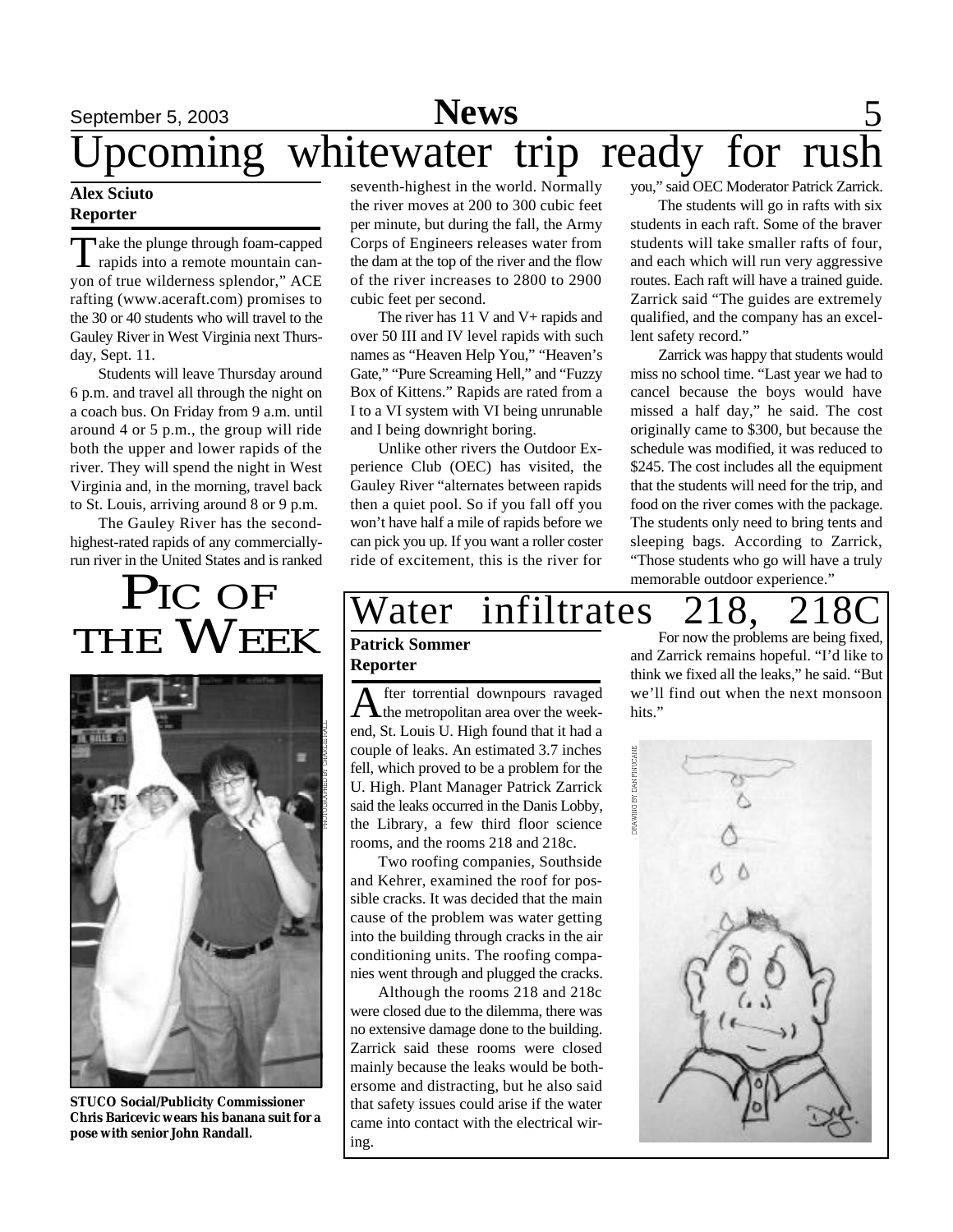# Upcoming whitewater trip ready for rush

**Alex Sciuto**
**Reporter**

Take the plunge through foam-capped rapids into a remote mountain canyon of true wilderness splendor," ACE rafting (www.aceraft.com) promises to the 30 or 40 students who will travel to the Gauley River in West Virginia next Thursday, Sept. 11.

Students will leave Thursday around 6 p.m. and travel all through the night on a coach bus. On Friday from 9 a.m. until around 4 or 5 p.m., the group will ride both the upper and lower rapids of the river. They will spend the night in West Virginia and, in the morning, travel back to St. Louis, arriving around 8 or 9 p.m.

The Gauley River has the second-highest-rated rapids of any commercially-run river in the United States and is ranked seventh-highest in the world. Normally the river moves at 200 to 300 cubic feet per minute, but during the fall, the Army Corps of Engineers releases water from the dam at the top of the river and the flow of the river increases to 2800 to 2900 cubic feet per second.

The river has 11 V and V+ rapids and over 50 III and IV level rapids with such names as "Heaven Help You," "Heaven's Gate," "Pure Screaming Hell," and "Fuzzy Box of Kittens." Rapids are rated from a I to a VI system with VI being unrunable and I being downright boring.

Unlike other rivers the Outdoor Experience Club (OEC) has visited, the Gauley River "alternates between rapids then a quiet pool. So if you fall off you won't have half a mile of rapids before we can pick you up. If you want a roller coster ride of excitement, this is the river for you," said OEC Moderator Patrick Zarrick.

The students will go in rafts with six students in each raft. Some of the braver students will take smaller rafts of four, and each which will run very aggressive routes. Each raft will have a trained guide. Zarrick said "The guides are extremely qualified, and the company has an excellent safety record."

Zarrick was happy that students would miss no school time. "Last year we had to cancel because the boys would have missed a half day," he said. The cost originally came to $300, but because the schedule was modified, it was reduced to $245. The cost includes all the equipment that the students will need for the trip, and food on the river comes with the package. The students only need to bring tents and sleeping bags. According to Zarrick, "Those students who go will have a truly memorable outdoor experience."

# PIC OF THE WEEK

PHOTOGRAPHED BY CHARLIE HALL

**STUCO Social/Publicity Commissioner Chris Baricevic wears his banana suit for a pose with senior John Randall.**

# Water infiltrates 218, 218C

**Patrick Sommer**
**Reporter**

After torrential downpours ravaged the metropolitan area over the weekend, St. Louis U. High found that it had a couple of leaks. An estimated 3.7 inches fell, which proved to be a problem for the U. High. Plant Manager Patrick Zarrick said the leaks occurred in the Danis Lobby, the Library, a few third floor science rooms, and the rooms 218 and 218c.

Two roofing companies, Southside and Kehrer, examined the roof for possible cracks. It was decided that the main cause of the problem was water getting into the building through cracks in the air conditioning units. The roofing companies went through and plugged the cracks.

Although the rooms 218 and 218c were closed due to the dilemma, there was no extensive damage done to the building. Zarrick said these rooms were closed mainly because the leaks would be bothersome and distracting, but he also said that safety issues could arise if the water came into contact with the electrical wiring.

For now the problems are being fixed, and Zarrick remains hopeful. "I'd like to think we fixed all the leaks," he said. "But we'll find out when the next monsoon hits."

DRAWING BY DAN FINUCANE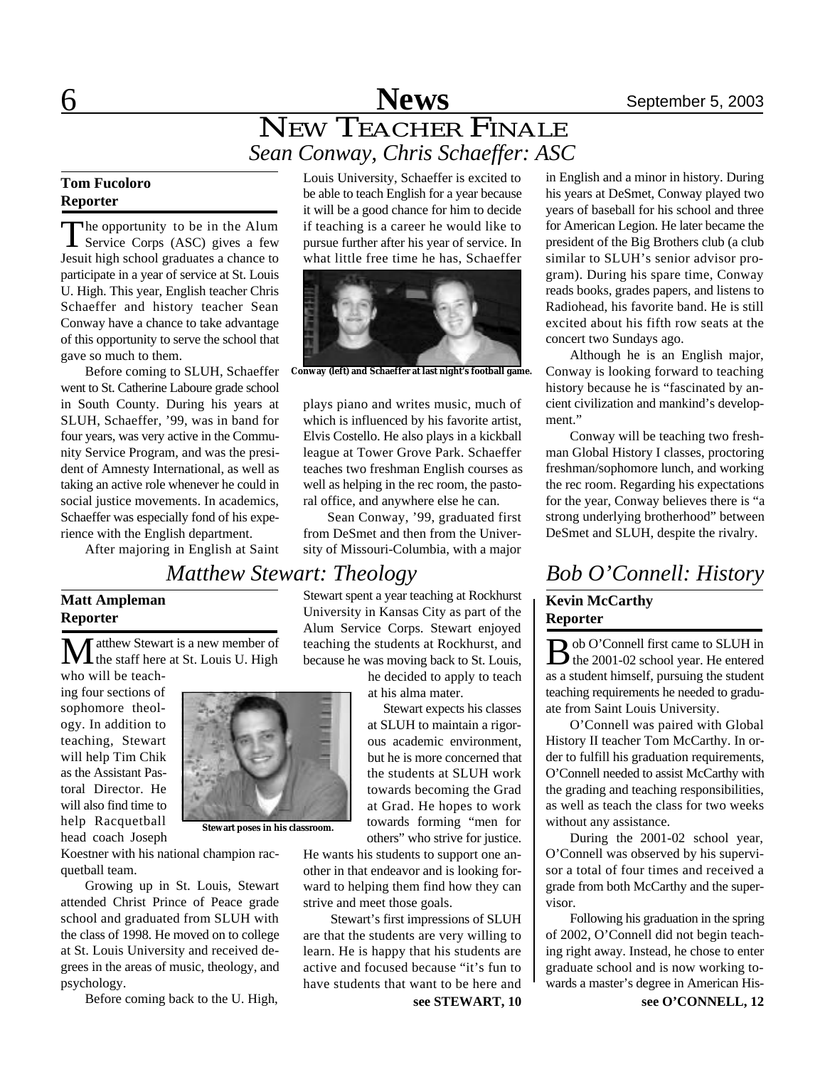# NEW TEACHER FINALE

## *Sean Conway, Chris Schaeffer: ASC*

**Tom Fucoloro**
**Reporter**

The opportunity to be in the Alum Service Corps (ASC) gives a few Jesuit high school graduates a chance to participate in a year of service at St. Louis U. High. This year, English teacher Chris Schaeffer and history teacher Sean Conway have a chance to take advantage of this opportunity to serve the school that gave so much to them.

Before coming to SLUH, Schaeffer went to St. Catherine Laboure grade school in South County. During his years at SLUH, Schaeffer, '99, was in band for four years, was very active in the Community Service Program, and was the president of Amnesty International, as well as taking an active role whenever he could in social justice movements. In academics, Schaeffer was especially fond of his experience with the English department.

After majoring in English at Saint Louis University, Schaeffer is excited to be able to teach English for a year because it will be a good chance for him to decide if teaching is a career he would like to pursue further after his year of service. In what little free time he has, Schaeffer plays piano and writes music, much of which is influenced by his favorite artist, Elvis Costello. He also plays in a kickball league at Tower Grove Park. Schaeffer teaches two freshman English courses as well as helping in the rec room, the pastoral office, and anywhere else he can.

Conway (left) and Schaeffer at last night's football game.

Sean Conway, '99, graduated first from DeSmet and then from the University of Missouri-Columbia, with a major in English and a minor in history. During his years at DeSmet, Conway played two years of baseball for his school and three for American Legion. He later became the president of the Big Brothers club (a club similar to SLUH's senior advisor program). During his spare time, Conway reads books, grades papers, and listens to Radiohead, his favorite band. He is still excited about his fifth row seats at the concert two Sundays ago.

Although he is an English major, Conway is looking forward to teaching history because he is "fascinated by ancient civilization and mankind's development."

Conway will be teaching two freshman Global History I classes, proctoring freshman/sophomore lunch, and working the rec room. Regarding his expectations for the year, Conway believes there is "a strong underlying brotherhood" between DeSmet and SLUH, despite the rivalry.

## *Matthew Stewart: Theology*

**Matt Ampleman**
**Reporter**

Matthew Stewart is a new member of the staff here at St. Louis U. High who will be teaching four sections of sophomore theology. In addition to teaching, Stewart will help Tim Chik as the Assistant Pastoral Director. He will also find time to help Racquetball head coach Joseph Koestner with his national champion racquetball team.

Stewart poses in his classroom.

Growing up in St. Louis, Stewart attended Christ Prince of Peace grade school and graduated from SLUH with the class of 1998. He moved on to college at St. Louis University and received degrees in the areas of music, theology, and psychology.

Before coming back to the U. High, Stewart spent a year teaching at Rockhurst University in Kansas City as part of the Alum Service Corps. Stewart enjoyed teaching the students at Rockhurst, and because he was moving back to St. Louis, he decided to apply to teach at his alma mater.

Stewart expects his classes at SLUH to maintain a rigorous academic environment, but he is more concerned that the students at SLUH work towards becoming the Grad at Grad. He hopes to work towards forming "men for others" who strive for justice. He wants his students to support one another in that endeavor and is looking forward to helping them find how they can strive and meet those goals.

Stewart's first impressions of SLUH are that the students are very willing to learn. He is happy that his students are active and focused because "it's fun to have students that want to be here and

**see STEWART, 10**

## *Bob O'Connell: History*

**Kevin McCarthy**
**Reporter**

Bob O'Connell first came to SLUH in the 2001-02 school year. He entered as a student himself, pursuing the student teaching requirements he needed to graduate from Saint Louis University.

O'Connell was paired with Global History II teacher Tom McCarthy. In order to fulfill his graduation requirements, O'Connell needed to assist McCarthy with the grading and teaching responsibilities, as well as teach the class for two weeks without any assistance.

During the 2001-02 school year, O'Connell was observed by his supervisor a total of four times and received a grade from both McCarthy and the supervisor.

Following his graduation in the spring of 2002, O'Connell did not begin teaching right away. Instead, he chose to enter graduate school and is now working towards a master's degree in American His-

**see O'CONNELL, 12**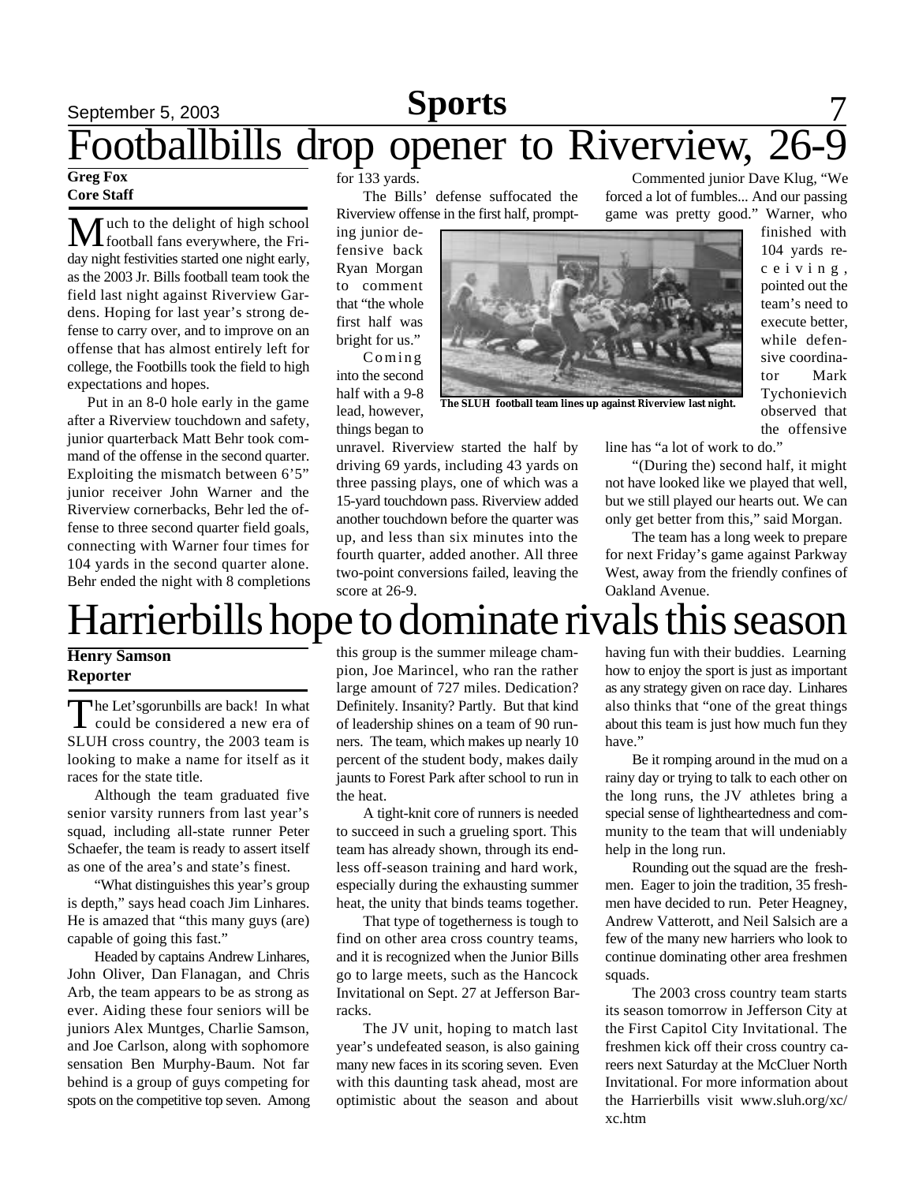# Footballbills drop opener to Riverview, 26-9

**Greg Fox**
**Core Staff**

Much to the delight of high school football fans everywhere, the Friday night festivities started one night early, as the 2003 Jr. Bills football team took the field last night against Riverview Gardens. Hoping for last year's strong defense to carry over, and to improve on an offense that has almost entirely left for college, the Footbills took the field to high expectations and hopes.

Put in an 8-0 hole early in the game after a Riverview touchdown and safety, junior quarterback Matt Behr took command of the offense in the second quarter. Exploiting the mismatch between 6'5" junior receiver John Warner and the Riverview cornerbacks, Behr led the offense to three second quarter field goals, connecting with Warner four times for 104 yards in the second quarter alone. Behr ended the night with 8 completions for 133 yards.

The Bills' defense suffocated the Riverview offense in the first half, prompting junior defensive back Ryan Morgan to comment that "the whole first half was bright for us."

Coming into the second half with a 9-8 lead, however, things began to unravel. Riverview started the half by driving 69 yards, including 43 yards on three passing plays, one of which was a 15-yard touchdown pass. Riverview added another touchdown before the quarter was up, and less than six minutes into the fourth quarter, added another. All three two-point conversions failed, leaving the score at 26-9.

The SLUH football team lines up against Riverview last night.

Commented junior Dave Klug, "We forced a lot of fumbles... And our passing game was pretty good." Warner, who finished with 104 yards receiving, pointed out the team's need to execute better, while defensive coordinator Mark Tychonievich observed that the offensive line has "a lot of work to do."

"(During the) second half, it might not have looked like we played that well, but we still played our hearts out. We can only get better from this," said Morgan.

The team has a long week to prepare for next Friday's game against Parkway West, away from the friendly confines of Oakland Avenue.

# Harrierbills hope to dominate rivals this season

**Henry Samson**
**Reporter**

The Let'sgorunbills are back! In what could be considered a new era of SLUH cross country, the 2003 team is looking to make a name for itself as it races for the state title.

Although the team graduated five senior varsity runners from last year's squad, including all-state runner Peter Schaefer, the team is ready to assert itself as one of the area's and state's finest.

"What distinguishes this year's group is depth," says head coach Jim Linhares. He is amazed that "this many guys (are) capable of going this fast."

Headed by captains Andrew Linhares, John Oliver, Dan Flanagan, and Chris Arb, the team appears to be as strong as ever. Aiding these four seniors will be juniors Alex Muntges, Charlie Samson, and Joe Carlson, along with sophomore sensation Ben Murphy-Baum. Not far behind is a group of guys competing for spots on the competitive top seven. Among this group is the summer mileage champion, Joe Marincel, who ran the rather large amount of 727 miles. Dedication? Definitely. Insanity? Partly. But that kind of leadership shines on a team of 90 runners. The team, which makes up nearly 10 percent of the student body, makes daily jaunts to Forest Park after school to run in the heat.

A tight-knit core of runners is needed to succeed in such a grueling sport. This team has already shown, through its endless off-season training and hard work, especially during the exhausting summer heat, the unity that binds teams together.

That type of togetherness is tough to find on other area cross country teams, and it is recognized when the Junior Bills go to large meets, such as the Hancock Invitational on Sept. 27 at Jefferson Barracks.

The JV unit, hoping to match last year's undefeated season, is also gaining many new faces in its scoring seven. Even with this daunting task ahead, most are optimistic about the season and about having fun with their buddies. Learning how to enjoy the sport is just as important as any strategy given on race day. Linhares also thinks that "one of the great things about this team is just how much fun they have."

Be it romping around in the mud on a rainy day or trying to talk to each other on the long runs, the JV athletes bring a special sense of lightheartedness and community to the team that will undeniably help in the long run.

Rounding out the squad are the freshmen. Eager to join the tradition, 35 freshmen have decided to run. Peter Heagney, Andrew Vatterott, and Neil Salsich are a few of the many new harriers who look to continue dominating other area freshmen squads.

The 2003 cross country team starts its season tomorrow in Jefferson City at the First Capitol City Invitational. The freshmen kick off their cross country careers next Saturday at the McCluer North Invitational. For more information about the Harrierbills visit www.sluh.org/xc/xc.htm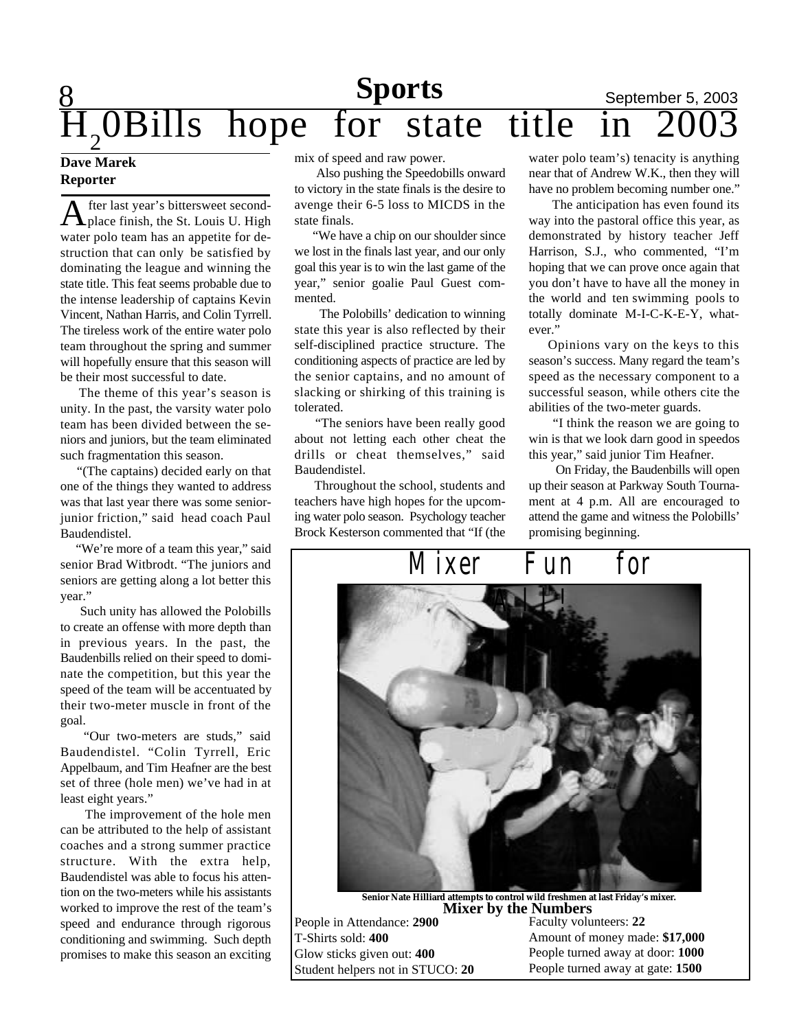# $H_2$0Bills hope for state title in 2003

**Dave Marek**
**Reporter**

After last year's bittersweet second-place finish, the St. Louis U. High water polo team has an appetite for destruction that can only be satisfied by dominating the league and winning the state title. This feat seems probable due to the intense leadership of captains Kevin Vincent, Nathan Harris, and Colin Tyrrell. The tireless work of the entire water polo team throughout the spring and summer will hopefully ensure that this season will be their most successful to date.

The theme of this year's season is unity. In the past, the varsity water polo team has been divided between the seniors and juniors, but the team eliminated such fragmentation this season.

"(The captains) decided early on that one of the things they wanted to address was that last year there was some senior-junior friction," said head coach Paul Baudendistel.

"We're more of a team this year," said senior Brad Witbrodt. "The juniors and seniors are getting along a lot better this year."

Such unity has allowed the Polobills to create an offense with more depth than in previous years. In the past, the Baudenbills relied on their speed to dominate the competition, but this year the speed of the team will be accentuated by their two-meter muscle in front of the goal.

"Our two-meters are studs," said Baudendistel. "Colin Tyrrell, Eric Appelbaum, and Tim Heafner are the best set of three (hole men) we've had in at least eight years."

The improvement of the hole men can be attributed to the help of assistant coaches and a strong summer practice structure. With the extra help, Baudendistel was able to focus his attention on the two-meters while his assistants worked to improve the rest of the team's speed and endurance through rigorous conditioning and swimming. Such depth promises to make this season an exciting mix of speed and raw power.

Also pushing the Speedobills onward to victory in the state finals is the desire to avenge their 6-5 loss to MICDS in the state finals.

"We have a chip on our shoulder since we lost in the finals last year, and our only goal this year is to win the last game of the year," senior goalie Paul Guest commented.

The Polobills' dedication to winning state this year is also reflected by their self-disciplined practice structure. The conditioning aspects of practice are led by the senior captains, and no amount of slacking or shirking of this training is tolerated.

"The seniors have been really good about not letting each other cheat the drills or cheat themselves," said Baudendistel.

Throughout the school, students and teachers have high hopes for the upcoming water polo season. Psychology teacher Brock Kesterson commented that "If (the water polo team's) tenacity is anything near that of Andrew W.K., then they will have no problem becoming number one."

The anticipation has even found its way into the pastoral office this year, as demonstrated by history teacher Jeff Harrison, S.J., who commented, "I'm hoping that we can prove once again that you don't have to have all the money in the world and ten swimming pools to totally dominate M-I-C-K-E-Y, whatever."

Opinions vary on the keys to this season's success. Many regard the team's speed as the necessary component to a successful season, while others cite the abilities of the two-meter guards.

"I think the reason we are going to win is that we look darn good in speedos this year," said junior Tim Heafner.

On Friday, the Baudenbills will open up their season at Parkway South Tournament at 4 p.m. All are encouraged to attend the game and witness the Polobills' promising beginning.

## Mixer Fun for All!

**Senior Nate Hilliard attempts to control wild freshmen at last Friday's mixer.**

### Mixer by the Numbers

People in Attendance: **2900**
T-Shirts sold: **400**
Glow sticks given out: **400**
Student helpers not in STUCO: **20**
Faculty volunteers: **22**
Amount of money made: **$17,000**
People turned away at door: **1000**
People turned away at gate: **1500**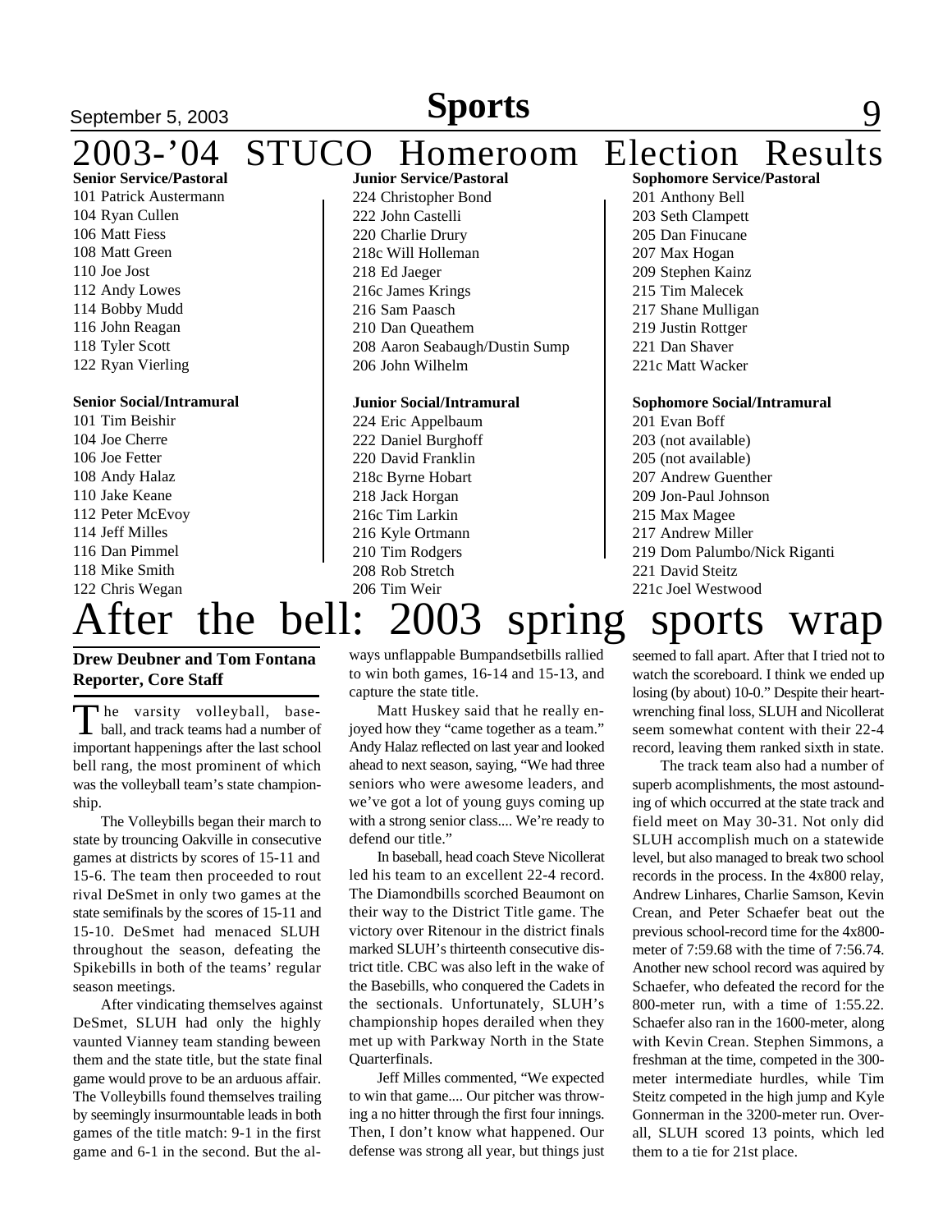# 2003-'04 STUCO Homeroom Election Results

**Senior Service/Pastoral**

101 Patrick Austermann
104 Ryan Cullen
106 Matt Fiess
108 Matt Green
110 Joe Jost
112 Andy Lowes
114 Bobby Mudd
116 John Reagan
118 Tyler Scott
122 Ryan Vierling

**Senior Social/Intramural**

101 Tim Beishir
104 Joe Cherre
106 Joe Fetter
108 Andy Halaz
110 Jake Keane
112 Peter McEvoy
114 Jeff Milles
116 Dan Pimmel
118 Mike Smith
122 Chris Wegan

**Junior Service/Pastoral**

224 Christopher Bond
222 John Castelli
220 Charlie Drury
218c Will Holleman
218 Ed Jaeger
216c James Krings
216 Sam Paasch
210 Dan Queathem
208 Aaron Seabaugh/Dustin Sump
206 John Wilhelm

**Junior Social/Intramural**

224 Eric Appelbaum
222 Daniel Burghoff
220 David Franklin
218c Byrne Hobart
218 Jack Horgan
216c Tim Larkin
216 Kyle Ortmann
210 Tim Rodgers
208 Rob Stretch
206 Tim Weir

**Sophomore Service/Pastoral**

201 Anthony Bell
203 Seth Clampett
205 Dan Finucane
207 Max Hogan
209 Stephen Kainz
215 Tim Malecek
217 Shane Mulligan
219 Justin Rottger
221 Dan Shaver
221c Matt Wacker

**Sophomore Social/Intramural**

201 Evan Boff
203 (not available)
205 (not available)
207 Andrew Guenther
209 Jon-Paul Johnson
215 Max Magee
217 Andrew Miller
219 Dom Palumbo/Nick Riganti
221 David Steitz
221c Joel Westwood

# After the bell: 2003 spring sports wrap

**Drew Deubner and Tom Fontana**
**Reporter, Core Staff**

The varsity volleyball, baseball, and track teams had a number of important happenings after the last school bell rang, the most prominent of which was the volleyball team's state championship.

The Volleybills began their march to state by trouncing Oakville in consecutive games at districts by scores of 15-11 and 15-6. The team then proceeded to rout rival DeSmet in only two games at the state semifinals by the scores of 15-11 and 15-10. DeSmet had menaced SLUH throughout the season, defeating the Spikebills in both of the teams' regular season meetings.

After vindicating themselves against DeSmet, SLUH had only the highly vaunted Vianney team standing beween them and the state title, but the state final game would prove to be an arduous affair. The Volleybills found themselves trailing by seemingly insurmountable leads in both games of the title match: 9-1 in the first game and 6-1 in the second. But the always unflappable Bumpandsetbills rallied to win both games, 16-14 and 15-13, and capture the state title.

Matt Huskey said that he really enjoyed how they "came together as a team." Andy Halaz reflected on last year and looked ahead to next season, saying, "We had three seniors who were awesome leaders, and we've got a lot of young guys coming up with a strong senior class.... We're ready to defend our title."

In baseball, head coach Steve Nicollerat led his team to an excellent 22-4 record. The Diamondbills scorched Beaumont on their way to the District Title game. The victory over Ritenour in the district finals marked SLUH's thirteenth consecutive district title. CBC was also left in the wake of the Basebills, who conquered the Cadets in the sectionals. Unfortunately, SLUH's championship hopes derailed when they met up with Parkway North in the State Quarterfinals.

Jeff Milles commented, "We expected to win that game.... Our pitcher was throwing a no hitter through the first four innings. Then, I don't know what happened. Our defense was strong all year, but things just seemed to fall apart. After that I tried not to watch the scoreboard. I think we ended up losing (by about) 10-0." Despite their heart-wrenching final loss, SLUH and Nicollerat seem somewhat content with their 22-4 record, leaving them ranked sixth in state.

The track team also had a number of superb acomplishments, the most astounding of which occurred at the state track and field meet on May 30-31. Not only did SLUH accomplish much on a statewide level, but also managed to break two school records in the process. In the 4x800 relay, Andrew Linhares, Charlie Samson, Kevin Crean, and Peter Schaefer beat out the previous school-record time for the 4x800-meter of 7:59.68 with the time of 7:56.74. Another new school record was aquired by Schaefer, who defeated the record for the 800-meter run, with a time of 1:55.22. Schaefer also ran in the 1600-meter, along with Kevin Crean. Stephen Simmons, a freshman at the time, competed in the 300-meter intermediate hurdles, while Tim Steitz competed in the high jump and Kyle Gonnerman in the 3200-meter run. Overall, SLUH scored 13 points, which led them to a tie for 21st place.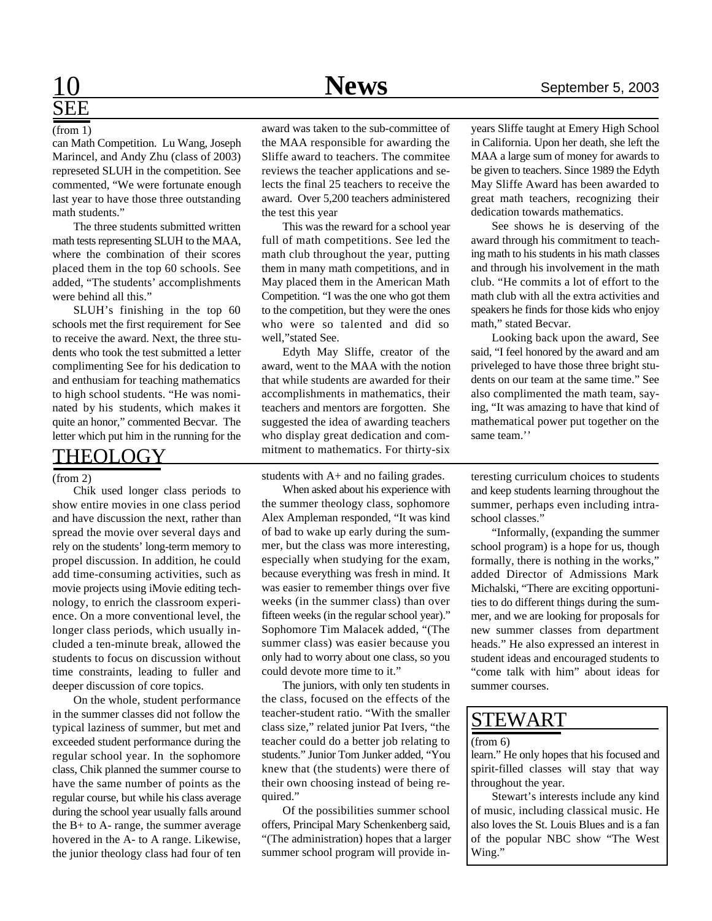## SEE

(from 1)

can Math Competition. Lu Wang, Joseph Marincel, and Andy Zhu (class of 2003) represeted SLUH in the competition. See commented, "We were fortunate enough last year to have those three outstanding math students."

The three students submitted written math tests representing SLUH to the MAA, where the combination of their scores placed them in the top 60 schools. See added, "The students' accomplishments were behind all this."

SLUH's finishing in the top 60 schools met the first requirement for See to receive the award. Next, the three students who took the test submitted a letter complimenting See for his dedication to and enthusiam for teaching mathematics to high school students. "He was nominated by his students, which makes it quite an honor," commented Becvar. The letter which put him in the running for the award was taken to the sub-committee of the MAA responsible for awarding the Sliffe award to teachers. The commitee reviews the teacher applications and selects the final 25 teachers to receive the award. Over 5,200 teachers administered the test this year

This was the reward for a school year full of math competitions. See led the math club throughout the year, putting them in many math competitions, and in May placed them in the American Math Competition. "I was the one who got them to the competition, but they were the ones who were so talented and did so well,"stated See.

Edyth May Sliffe, creator of the award, went to the MAA with the notion that while students are awarded for their accomplishments in mathematics, their teachers and mentors are forgotten. She suggested the idea of awarding teachers who display great dedication and commitment to mathematics. For thirty-six years Sliffe taught at Emery High School in California. Upon her death, she left the MAA a large sum of money for awards to be given to teachers. Since 1989 the Edyth May Sliffe Award has been awarded to great math teachers, recognizing their dedication towards mathematics.

See shows he is deserving of the award through his commitment to teaching math to his students in his math classes and through his involvement in the math club. "He commits a lot of effort to the math club with all the extra activities and speakers he finds for those kids who enjoy math," stated Becvar.

Looking back upon the award, See said, "I feel honored by the award and am priveleged to have those three bright students on our team at the same time." See also complimented the math team, saying, "It was amazing to have that kind of mathematical power put together on the same team.''

## THEOLOGY

(from 2)

Chik used longer class periods to show entire movies in one class period and have discussion the next, rather than spread the movie over several days and rely on the students' long-term memory to propel discussion. In addition, he could add time-consuming activities, such as movie projects using iMovie editing technology, to enrich the classroom experience. On a more conventional level, the longer class periods, which usually included a ten-minute break, allowed the students to focus on discussion without time constraints, leading to fuller and deeper discussion of core topics.

On the whole, student performance in the summer classes did not follow the typical laziness of summer, but met and exceeded student performance during the regular school year. In the sophomore class, Chik planned the summer course to have the same number of points as the regular course, but while his class average during the school year usually falls around the B+ to A- range, the summer average hovered in the A- to A range. Likewise, the junior theology class had four of ten students with A+ and no failing grades.

When asked about his experience with the summer theology class, sophomore Alex Ampleman responded, "It was kind of bad to wake up early during the summer, but the class was more interesting, especially when studying for the exam, because everything was fresh in mind. It was easier to remember things over five weeks (in the summer class) than over fifteen weeks (in the regular school year)." Sophomore Tim Malacek added, "(The summer class) was easier because you only had to worry about one class, so you could devote more time to it."

The juniors, with only ten students in the class, focused on the effects of the teacher-student ratio. "With the smaller class size," related junior Pat Ivers, "the teacher could do a better job relating to students." Junior Tom Junker added, "You knew that (the students) were there of their own choosing instead of being required."

Of the possibilities summer school offers, Principal Mary Schenkenberg said, "(The administration) hopes that a larger summer school program will provide interesting curriculum choices to students and keep students learning throughout the summer, perhaps even including intraschool classes."

"Informally, (expanding the summer school program) is a hope for us, though formally, there is nothing in the works," added Director of Admissions Mark Michalski, "There are exciting opportunities to do different things during the summer, and we are looking for proposals for new summer classes from department heads." He also expressed an interest in student ideas and encouraged students to "come talk with him" about ideas for summer courses.

## STEWART

(from 6)

learn." He only hopes that his focused and spirit-filled classes will stay that way throughout the year.

Stewart's interests include any kind of music, including classical music. He also loves the St. Louis Blues and is a fan of the popular NBC show "The West Wing."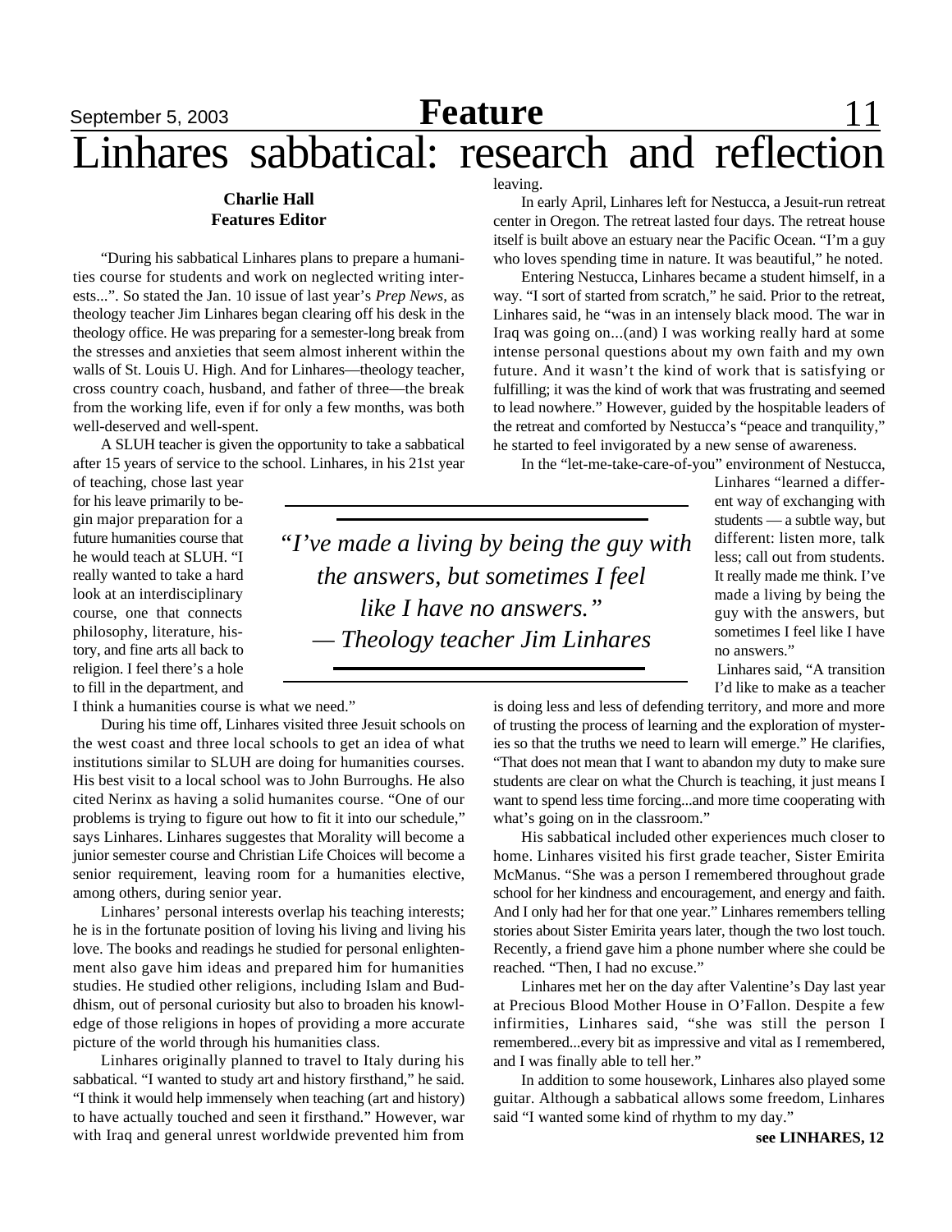# Linhares sabbatical: research and reflection

**Charlie Hall**
**Features Editor**

"During his sabbatical Linhares plans to prepare a humanities course for students and work on neglected writing interests...". So stated the Jan. 10 issue of last year's *Prep News*, as theology teacher Jim Linhares began clearing off his desk in the theology office. He was preparing for a semester-long break from the stresses and anxieties that seem almost inherent within the walls of St. Louis U. High. And for Linhares—theology teacher, cross country coach, husband, and father of three—the break from the working life, even if for only a few months, was both well-deserved and well-spent.

A SLUH teacher is given the opportunity to take a sabbatical after 15 years of service to the school. Linhares, in his 21st year of teaching, chose last year for his leave primarily to begin major preparation for a future humanities course that he would teach at SLUH. "I really wanted to take a hard look at an interdisciplinary course, one that connects philosophy, literature, history, and fine arts all back to religion. I feel there's a hole to fill in the department, and I think a humanities course is what we need."

During his time off, Linhares visited three Jesuit schools on the west coast and three local schools to get an idea of what institutions similar to SLUH are doing for humanities courses. His best visit to a local school was to John Burroughs. He also cited Nerinx as having a solid humanites course. "One of our problems is trying to figure out how to fit it into our schedule," says Linhares. Linhares suggestes that Morality will become a junior semester course and Christian Life Choices will become a senior requirement, leaving room for a humanities elective, among others, during senior year.

Linhares' personal interests overlap his teaching interests; he is in the fortunate position of loving his living and living his love. The books and readings he studied for personal enlightenment also gave him ideas and prepared him for humanities studies. He studied other religions, including Islam and Buddhism, out of personal curiosity but also to broaden his knowledge of those religions in hopes of providing a more accurate picture of the world through his humanities class.

Linhares originally planned to travel to Italy during his sabbatical. "I wanted to study art and history firsthand," he said. "I think it would help immensely when teaching (art and history) to have actually touched and seen it firsthand." However, war with Iraq and general unrest worldwide prevented him from leaving.

In early April, Linhares left for Nestucca, a Jesuit-run retreat center in Oregon. The retreat lasted four days. The retreat house itself is built above an estuary near the Pacific Ocean. "I'm a guy who loves spending time in nature. It was beautiful," he noted.

Entering Nestucca, Linhares became a student himself, in a way. "I sort of started from scratch," he said. Prior to the retreat, Linhares said, he "was in an intensely black mood. The war in Iraq was going on...(and) I was working really hard at some intense personal questions about my own faith and my own future. And it wasn't the kind of work that is satisfying or fulfilling; it was the kind of work that was frustrating and seemed to lead nowhere." However, guided by the hospitable leaders of the retreat and comforted by Nestucca's "peace and tranquility," he started to feel invigorated by a new sense of awareness.

> *"I've made a living by being the guy with the answers, but sometimes I feel like I have no answers."*
> *— Theology teacher Jim Linhares*

In the "let-me-take-care-of-you" environment of Nestucca, Linhares "learned a different way of exchanging with students — a subtle way, but different: listen more, talk less; call out from students. It really made me think. I've made a living by being the guy with the answers, but sometimes I feel like I have no answers."

Linhares said, "A transition I'd like to make as a teacher is doing less and less of defending territory, and more and more of trusting the process of learning and the exploration of mysteries so that the truths we need to learn will emerge." He clarifies, "That does not mean that I want to abandon my duty to make sure students are clear on what the Church is teaching, it just means I want to spend less time forcing...and more time cooperating with what's going on in the classroom."

His sabbatical included other experiences much closer to home. Linhares visited his first grade teacher, Sister Emirita McManus. "She was a person I remembered throughout grade school for her kindness and encouragement, and energy and faith. And I only had her for that one year." Linhares remembers telling stories about Sister Emirita years later, though the two lost touch. Recently, a friend gave him a phone number where she could be reached. "Then, I had no excuse."

Linhares met her on the day after Valentine's Day last year at Precious Blood Mother House in O'Fallon. Despite a few infirmities, Linhares said, "she was still the person I remembered...every bit as impressive and vital as I remembered, and I was finally able to tell her."

In addition to some housework, Linhares also played some guitar. Although a sabbatical allows some freedom, Linhares said "I wanted some kind of rhythm to my day."

**see LINHARES, 12**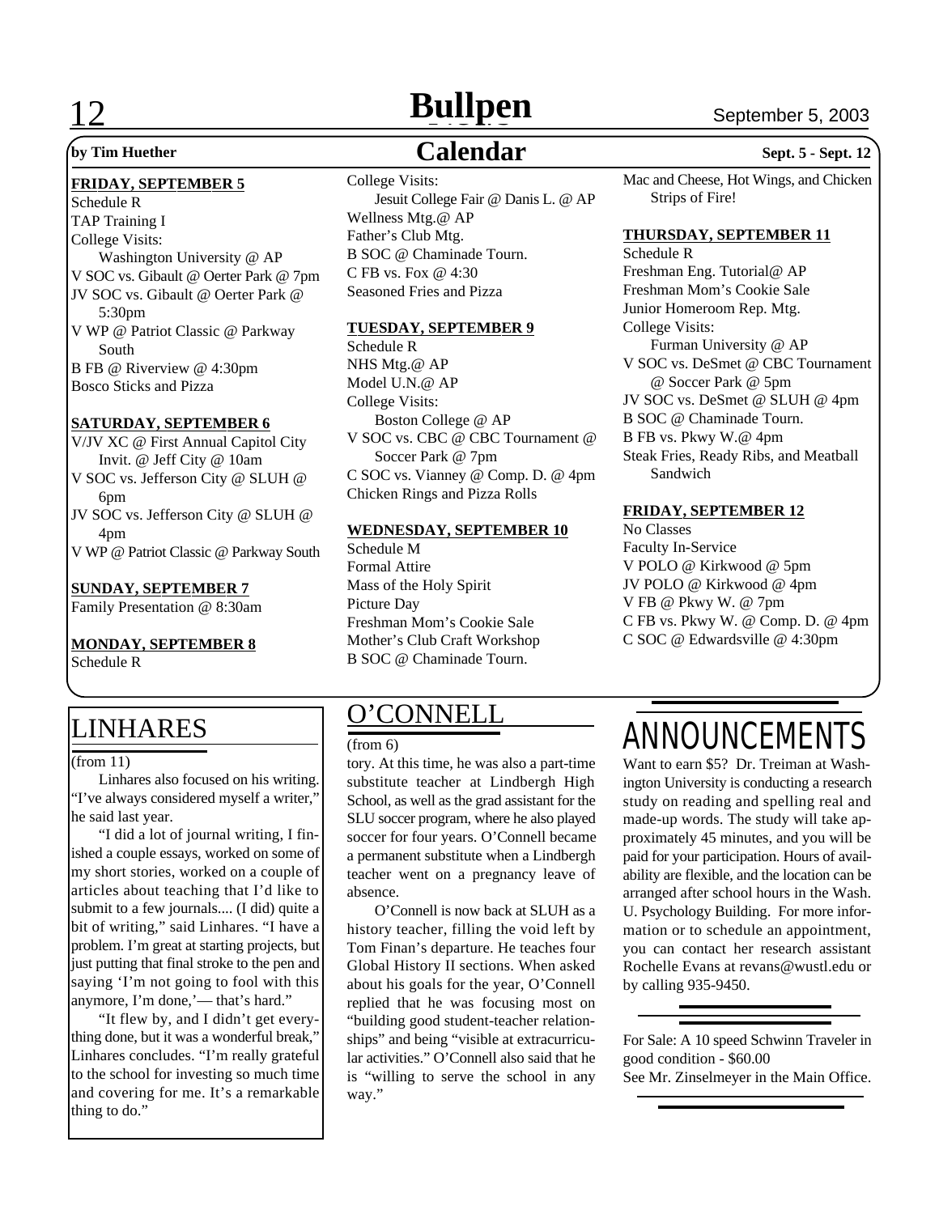# Bullpen

## Calendar

**by Tim Huether** — **Sept. 5 - Sept. 12**

**FRIDAY, SEPTEMBER 5**
Schedule R
TAP Training I
College Visits:
Washington University @ AP
V SOC vs. Gibault @ Oerter Park @ 7pm
JV SOC vs. Gibault @ Oerter Park @ 5:30pm
V WP @ Patriot Classic @ Parkway South
B FB @ Riverview @ 4:30pm
Bosco Sticks and Pizza

**SATURDAY, SEPTEMBER 6**
V/JV XC @ First Annual Capitol City Invit. @ Jeff City @ 10am
V SOC vs. Jefferson City @ SLUH @ 6pm
JV SOC vs. Jefferson City @ SLUH @ 4pm
V WP @ Patriot Classic @ Parkway South

**SUNDAY, SEPTEMBER 7**
Family Presentation @ 8:30am

**MONDAY, SEPTEMBER 8**
Schedule R
College Visits:
Jesuit College Fair @ Danis L. @ AP
Wellness Mtg.@ AP
Father's Club Mtg.
B SOC @ Chaminade Tourn.
C FB vs. Fox @ 4:30
Seasoned Fries and Pizza

**TUESDAY, SEPTEMBER 9**
Schedule R
NHS Mtg.@ AP
Model U.N.@ AP
College Visits:
Boston College @ AP
V SOC vs. CBC @ CBC Tournament @ Soccer Park @ 7pm
C SOC vs. Vianney @ Comp. D. @ 4pm
Chicken Rings and Pizza Rolls

**WEDNESDAY, SEPTEMBER 10**
Schedule M
Formal Attire
Mass of the Holy Spirit
Picture Day
Freshman Mom's Cookie Sale
Mother's Club Craft Workshop
B SOC @ Chaminade Tourn.
Mac and Cheese, Hot Wings, and Chicken Strips of Fire!

**THURSDAY, SEPTEMBER 11**
Schedule R
Freshman Eng. Tutorial@ AP
Freshman Mom's Cookie Sale
Junior Homeroom Rep. Mtg.
College Visits:
Furman University @ AP
V SOC vs. DeSmet @ CBC Tournament @ Soccer Park @ 5pm
JV SOC vs. DeSmet @ SLUH @ 4pm
B SOC @ Chaminade Tourn.
B FB vs. Pkwy W.@ 4pm
Steak Fries, Ready Ribs, and Meatball Sandwich

**FRIDAY, SEPTEMBER 12**
No Classes
Faculty In-Service
V POLO @ Kirkwood @ 5pm
JV POLO @ Kirkwood @ 4pm
V FB @ Pkwy W. @ 7pm
C FB vs. Pkwy W. @ Comp. D. @ 4pm
C SOC @ Edwardsville @ 4:30pm

## LINHARES

(from 11)

Linhares also focused on his writing. "I've always considered myself a writer," he said last year.

"I did a lot of journal writing, I finished a couple essays, worked on some of my short stories, worked on a couple of articles about teaching that I'd like to submit to a few journals.... (I did) quite a bit of writing," said Linhares. "I have a problem. I'm great at starting projects, but just putting that final stroke to the pen and saying 'I'm not going to fool with this anymore, I'm done,'— that's hard."

"It flew by, and I didn't get everything done, but it was a wonderful break," Linhares concludes. "I'm really grateful to the school for investing so much time and covering for me. It's a remarkable thing to do."

## O'CONNELL

(from 6)

tory. At this time, he was also a part-time substitute teacher at Lindbergh High School, as well as the grad assistant for the SLU soccer program, where he also played soccer for four years. O'Connell became a permanent substitute when a Lindbergh teacher went on a pregnancy leave of absence.

O'Connell is now back at SLUH as a history teacher, filling the void left by Tom Finan's departure. He teaches four Global History II sections. When asked about his goals for the year, O'Connell replied that he was focusing most on "building good student-teacher relationships" and being "visible at extracurricular activities." O'Connell also said that he is "willing to serve the school in any way."

## ANNOUNCEMENTS

Want to earn $5? Dr. Treiman at Washington University is conducting a research study on reading and spelling real and made-up words. The study will take approximately 45 minutes, and you will be paid for your participation. Hours of availability are flexible, and the location can be arranged after school hours in the Wash. U. Psychology Building. For more information or to schedule an appointment, you can contact her research assistant Rochelle Evans at revans@wustl.edu or by calling 935-9450.

For Sale: A 10 speed Schwinn Traveler in good condition - $60.00
See Mr. Zinselmeyer in the Main Office.